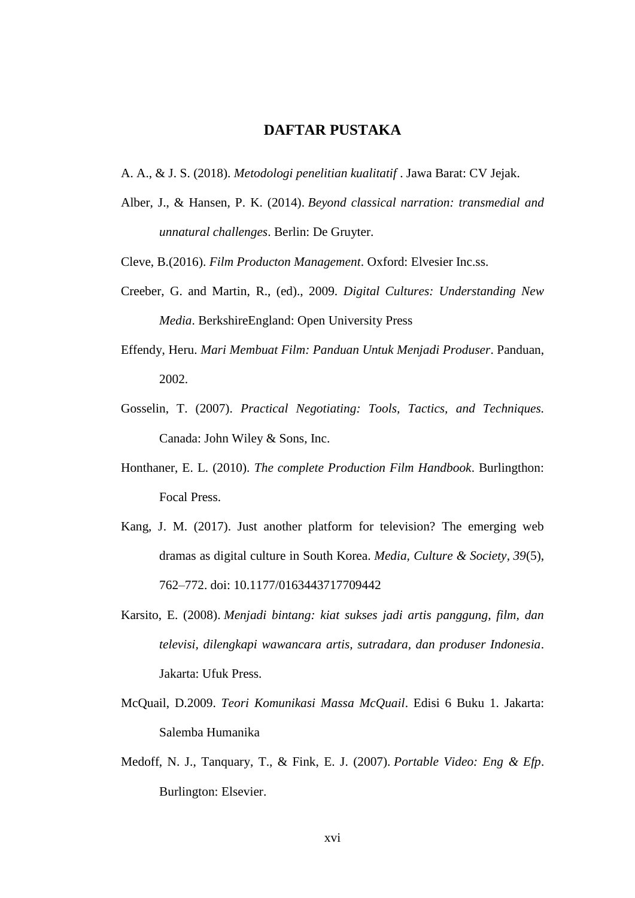# DAFTAR PUSTAKA

A. A., & J. S. (2018). *Metodologi penelitian kualitatif* . Jawa Barat: CV Jejak.

Alber, J., & Hansen, P. K. (2014). *Beyond classical narration: transmedial and unnatural challenges*. Berlin: De Gruyter.

Cleve, B.(2016). *Film Producton Management*. Oxford: Elvesier Inc.ss.

Creeber, G. and Martin, R., (ed)., 2009. *Digital Cultures: Understanding New Media*. BerkshireEngland: Open University Press

Effendy, Heru. *Mari Membuat Film: Panduan Untuk Menjadi Produser*. Panduan, 2002.

Gosselin, T. (2007). *Practical Negotiating: Tools, Tactics, and Techniques.* Canada: John Wiley & Sons, Inc.

Honthaner, E. L. (2010). *The complete Production Film Handbook*. Burlingthon: Focal Press.

Kang, J. M. (2017). Just another platform for television? The emerging web dramas as digital culture in South Korea. *Media, Culture & Society*, *39*(5), 762–772. doi: 10.1177/0163443717709442

Karsito, E. (2008). *Menjadi bintang: kiat sukses jadi artis panggung, film, dan televisi, dilengkapi wawancara artis, sutradara, dan produser Indonesia*. Jakarta: Ufuk Press.

McQuail, D.2009. *Teori Komunikasi Massa McQuail*. Edisi 6 Buku 1. Jakarta: Salemba Humanika

Medoff, N. J., Tanquary, T., & Fink, E. J. (2007). *Portable Video: Eng & Efp*. Burlington: Elsevier.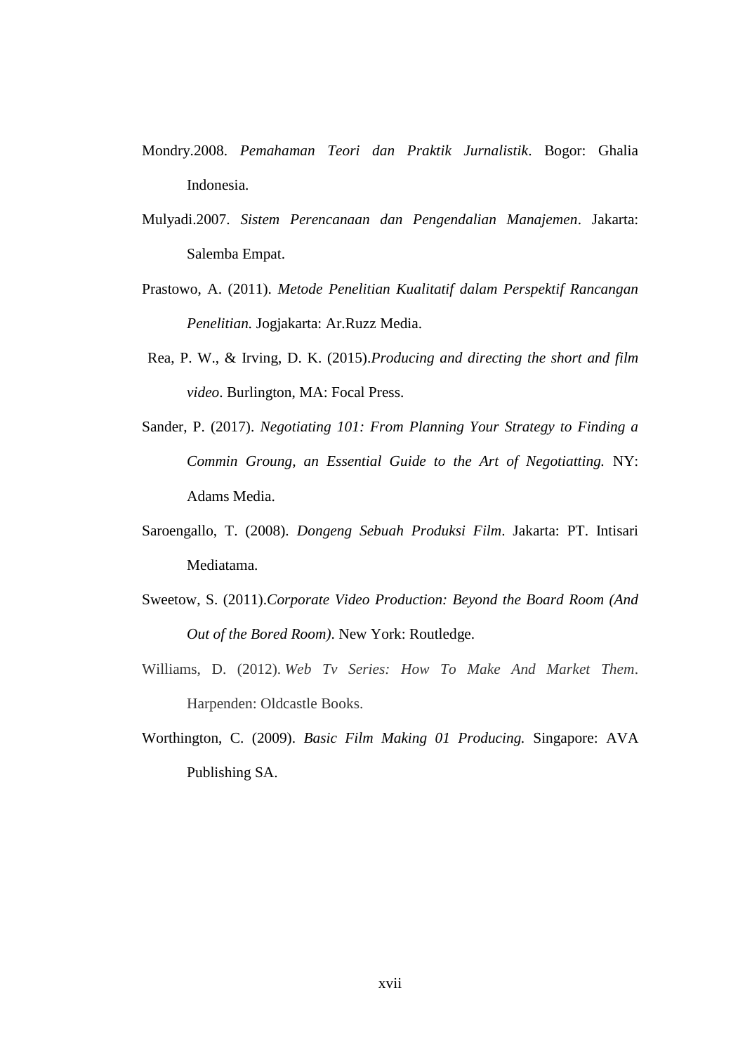Mondry.2008. *Pemahaman Teori dan Praktik Jurnalistik*. Bogor: Ghalia Indonesia.

Mulyadi.2007. *Sistem Perencanaan dan Pengendalian Manajemen*. Jakarta: Salemba Empat.

Prastowo, A. (2011). *Metode Penelitian Kualitatif dalam Perspektif Rancangan Penelitian.* Jogjakarta: Ar.Ruzz Media.

Rea, P. W., & Irving, D. K. (2015).*Producing and directing the short and film video*. Burlington, MA: Focal Press.

Sander, P. (2017). *Negotiating 101: From Planning Your Strategy to Finding a Commin Groung, an Essential Guide to the Art of Negotiatting.* NY: Adams Media.

Saroengallo, T. (2008). *Dongeng Sebuah Produksi Film*. Jakarta: PT. Intisari Mediatama.

Sweetow, S. (2011).*Corporate Video Production: Beyond the Board Room (And Out of the Bored Room)*. New York: Routledge.

Williams, D. (2012). *Web Tv Series: How To Make And Market Them*. Harpenden: Oldcastle Books.

Worthington, C. (2009). *Basic Film Making 01 Producing.* Singapore: AVA Publishing SA.